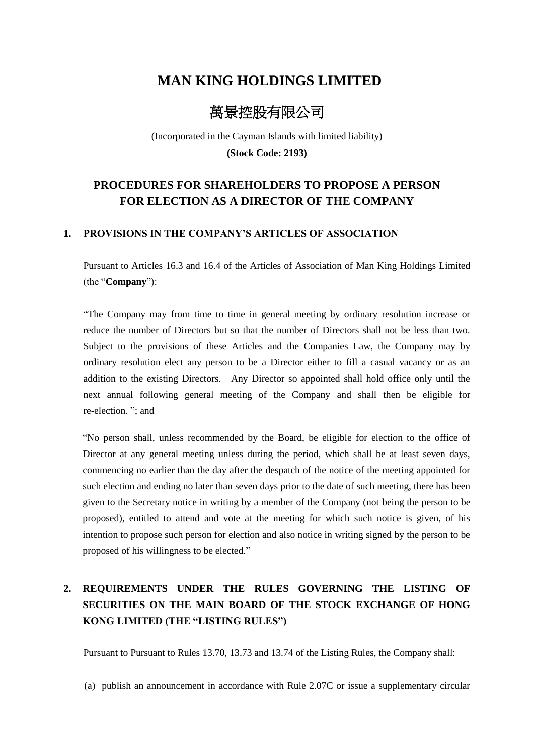# MAN KING HOLDINGS LIMITED

# 萬景控股有限公司

(Incorporated in the Cayman Islands with limited liability)

**(Stock Code: 2193)**

## PROCEDURES FOR SHAREHOLDERS TO PROPOSE A PERSON FOR ELECTION AS A DIRECTOR OF THE COMPANY

### 1. PROVISIONS IN THE COMPANY'S ARTICLES OF ASSOCIATION

Pursuant to Articles 16.3 and 16.4 of the Articles of Association of Man King Holdings Limited (the "**Company**"):

"The Company may from time to time in general meeting by ordinary resolution increase or reduce the number of Directors but so that the number of Directors shall not be less than two. Subject to the provisions of these Articles and the Companies Law, the Company may by ordinary resolution elect any person to be a Director either to fill a casual vacancy or as an addition to the existing Directors. Any Director so appointed shall hold office only until the next annual following general meeting of the Company and shall then be eligible for re-election. "; and

"No person shall, unless recommended by the Board, be eligible for election to the office of Director at any general meeting unless during the period, which shall be at least seven days, commencing no earlier than the day after the despatch of the notice of the meeting appointed for such election and ending no later than seven days prior to the date of such meeting, there has been given to the Secretary notice in writing by a member of the Company (not being the person to be proposed), entitled to attend and vote at the meeting for which such notice is given, of his intention to propose such person for election and also notice in writing signed by the person to be proposed of his willingness to be elected."

### 2. REQUIREMENTS UNDER THE RULES GOVERNING THE LISTING OF SECURITIES ON THE MAIN BOARD OF THE STOCK EXCHANGE OF HONG KONG LIMITED (THE "LISTING RULES")

Pursuant to Pursuant to Rules 13.70, 13.73 and 13.74 of the Listing Rules, the Company shall:

(a) publish an announcement in accordance with Rule 2.07C or issue a supplementary circular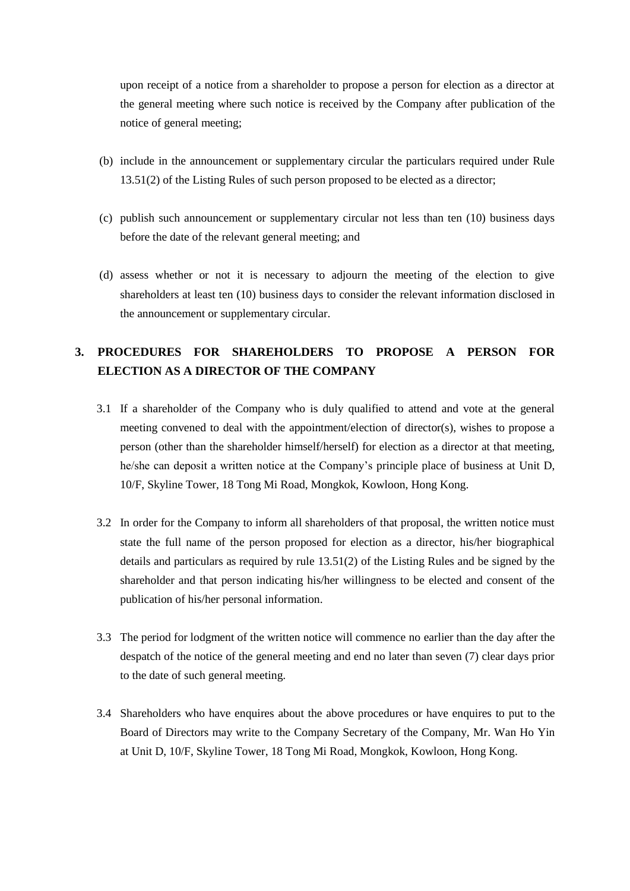upon receipt of a notice from a shareholder to propose a person for election as a director at the general meeting where such notice is received by the Company after publication of the notice of general meeting;

(b) include in the announcement or supplementary circular the particulars required under Rule 13.51(2) of the Listing Rules of such person proposed to be elected as a director;

(c) publish such announcement or supplementary circular not less than ten (10) business days before the date of the relevant general meeting; and

(d) assess whether or not it is necessary to adjourn the meeting of the election to give shareholders at least ten (10) business days to consider the relevant information disclosed in the announcement or supplementary circular.

## 3. PROCEDURES FOR SHAREHOLDERS TO PROPOSE A PERSON FOR ELECTION AS A DIRECTOR OF THE COMPANY

3.1 If a shareholder of the Company who is duly qualified to attend and vote at the general meeting convened to deal with the appointment/election of director(s), wishes to propose a person (other than the shareholder himself/herself) for election as a director at that meeting, he/she can deposit a written notice at the Company's principle place of business at Unit D, 10/F, Skyline Tower, 18 Tong Mi Road, Mongkok, Kowloon, Hong Kong.

3.2 In order for the Company to inform all shareholders of that proposal, the written notice must state the full name of the person proposed for election as a director, his/her biographical details and particulars as required by rule 13.51(2) of the Listing Rules and be signed by the shareholder and that person indicating his/her willingness to be elected and consent of the publication of his/her personal information.

3.3 The period for lodgment of the written notice will commence no earlier than the day after the despatch of the notice of the general meeting and end no later than seven (7) clear days prior to the date of such general meeting.

3.4 Shareholders who have enquires about the above procedures or have enquires to put to the Board of Directors may write to the Company Secretary of the Company, Mr. Wan Ho Yin at Unit D, 10/F, Skyline Tower, 18 Tong Mi Road, Mongkok, Kowloon, Hong Kong.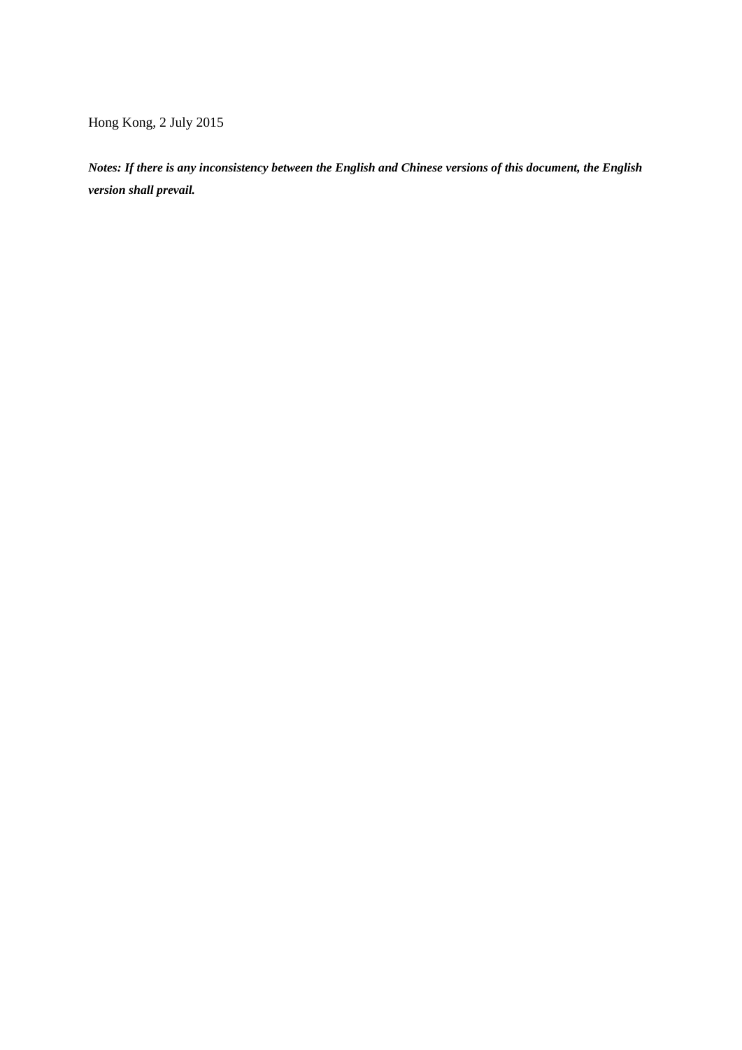Hong Kong, 2 July 2015

***Notes: If there is any inconsistency between the English and Chinese versions of this document, the English version shall prevail.***